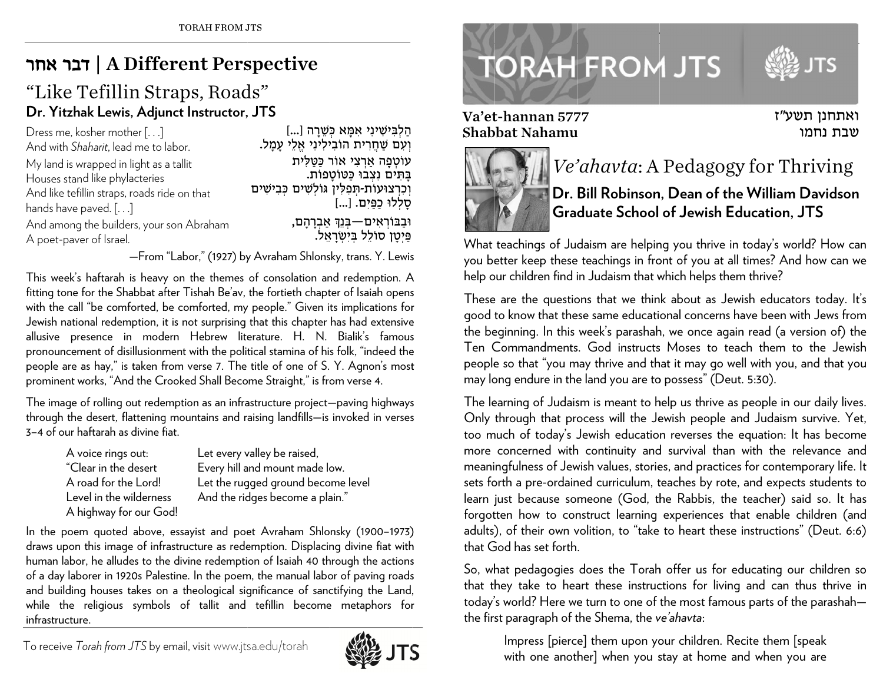# דבר אחר | A Different Perspective

## "Like Tefillin Straps, Roads"

**Dr. Yitzhak Lewis, Adjunct Instructor, JTS**

| | |
|---|---|
| Dress me, kosher mother [. . .]<br>And with *Shaharit*, lead me to labor. | הַלְבִּישִׁינִי אִמָּא כְּשֵׁרָה [...]<br>וְעִם שַׁחֲרִית הוֹבִילִינִי אֱלֵי עָמָל. |
| My land is wrapped in light as a tallit<br>Houses stand like phylacteries<br>And like tefillin straps, roads ride on that hands have paved. [. . .] | עוֹטְפָה אַרְצִי אוֹר כַּטַּלִּית<br>בָּתִּים נִצְּבוּ כַּטּוֹטָפוֹת.<br>וְכִרְצוּעוֹת-תְּפִלִּין גּוֹלְשִׁים כְּבִישִׁים<br>סָלְלוּ כַּפַּיִם. [...] |
| And among the builders, your son Abraham<br>A poet-paver of Israel. | וּבַבּוֹרְאִים—בְּנֵךְ אַבְרָהָם,<br>פַּיְטָן סוֹלֵל בְּיִשְׂרָאֵל. |

—From "Labor," (1927) by Avraham Shlonsky, trans. Y. Lewis

This week's haftarah is heavy on the themes of consolation and redemption. A fitting tone for the Shabbat after Tishah Be'av, the fortieth chapter of Isaiah opens with the call "be comforted, be comforted, my people." Given its implications for Jewish national redemption, it is not surprising that this chapter has had extensive allusive presence in modern Hebrew literature. H. N. Bialik's famous pronouncement of disillusionment with the political stamina of his folk, "indeed the people are as hay," is taken from verse 7. The title of one of S. Y. Agnon's most prominent works, "And the Crooked Shall Become Straight," is from verse 4.

The image of rolling out redemption as an infrastructure project—paving highways through the desert, flattening mountains and raising landfills—is invoked in verses 3–4 of our haftarah as divine fiat.

| | |
|---|---|
| A voice rings out:<br>"Clear in the desert<br>A road for the Lord!<br>Level in the wilderness<br>A highway for our God! | Let every valley be raised,<br>Every hill and mount made low.<br>Let the rugged ground become level<br>And the ridges become a plain." |

In the poem quoted above, essayist and poet Avraham Shlonsky (1900–1973) draws upon this image of infrastructure as redemption. Displacing divine fiat with human labor, he alludes to the divine redemption of Isaiah 40 through the actions of a day laborer in 1920s Palestine. In the poem, the manual labor of paving roads and building houses takes on a theological significance of sanctifying the Land, while the religious symbols of tallit and tefillin become metaphors for infrastructure.

To receive *Torah from JTS* by email, visit www.jtsa.edu/torah

# TORAH FROM JTS

**Va'et-hannan 5777**
**Shabbat Nahamu**

**ואתחנן תשע״ז**
**שבת נחמו**

## *Ve'ahavta*: A Pedagogy for Thriving

**Dr. Bill Robinson, Dean of the William Davidson Graduate School of Jewish Education, JTS**

What teachings of Judaism are helping you thrive in today's world? How can you better keep these teachings in front of you at all times? And how can we help our children find in Judaism that which helps them thrive?

These are the questions that we think about as Jewish educators today. It's good to know that these same educational concerns have been with Jews from the beginning. In this week's parashah, we once again read (a version of) the Ten Commandments. God instructs Moses to teach them to the Jewish people so that "you may thrive and that it may go well with you, and that you may long endure in the land you are to possess" (Deut. 5:30).

The learning of Judaism is meant to help us thrive as people in our daily lives. Only through that process will the Jewish people and Judaism survive. Yet, too much of today's Jewish education reverses the equation: It has become more concerned with continuity and survival than with the relevance and meaningfulness of Jewish values, stories, and practices for contemporary life. It sets forth a pre-ordained curriculum, teaches by rote, and expects students to learn just because someone (God, the Rabbis, the teacher) said so. It has forgotten how to construct learning experiences that enable children (and adults), of their own volition, to "take to heart these instructions" (Deut. 6:6) that God has set forth.

So, what pedagogies does the Torah offer us for educating our children so that they take to heart these instructions for living and can thus thrive in today's world? Here we turn to one of the most famous parts of the parashah—the first paragraph of the Shema, the *ve'ahavta*:

> Impress [pierce] them upon your children. Recite them [speak with one another] when you stay at home and when you are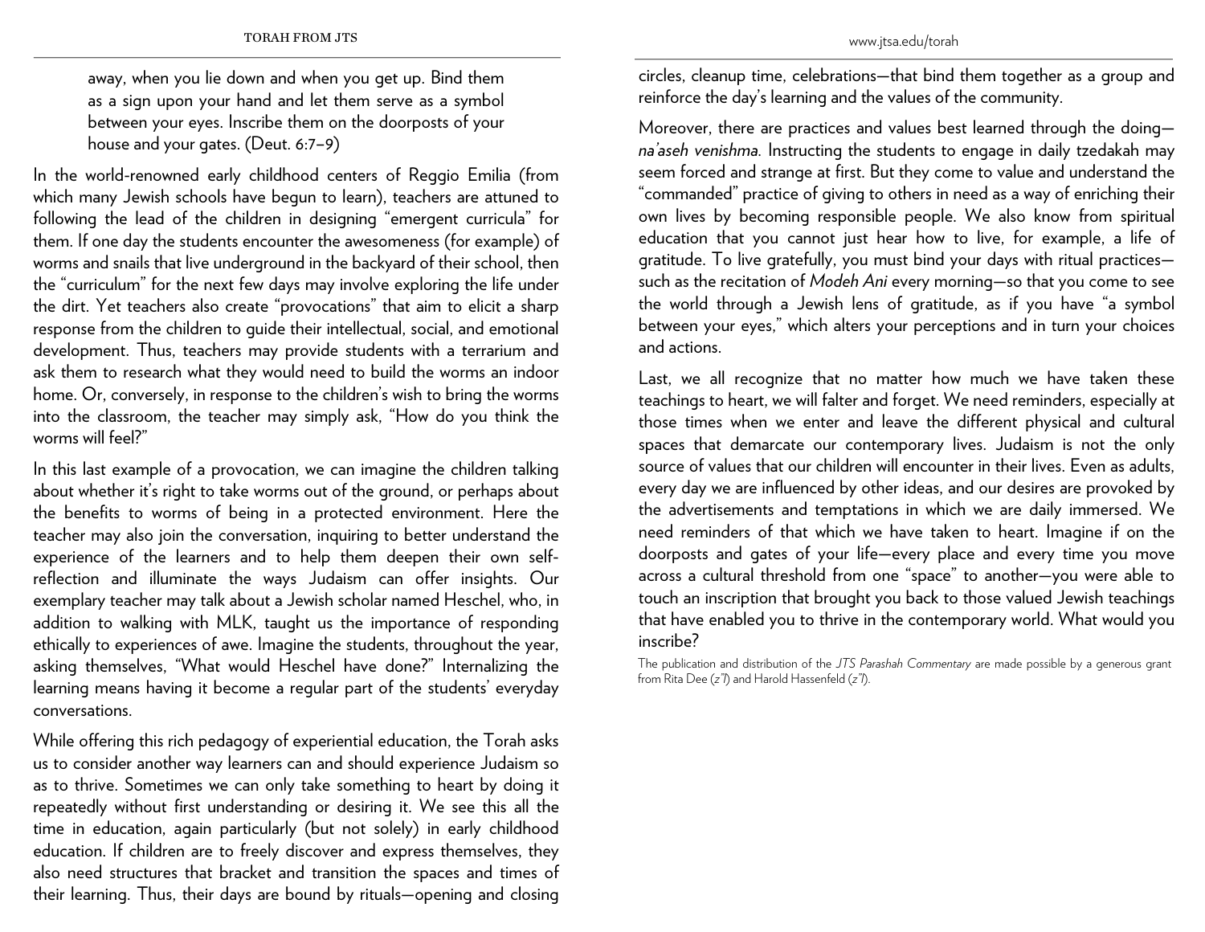> away, when you lie down and when you get up. Bind them as a sign upon your hand and let them serve as a symbol between your eyes. Inscribe them on the doorposts of your house and your gates. (Deut. 6:7–9)

In the world-renowned early childhood centers of Reggio Emilia (from which many Jewish schools have begun to learn), teachers are attuned to following the lead of the children in designing "emergent curricula" for them. If one day the students encounter the awesomeness (for example) of worms and snails that live underground in the backyard of their school, then the "curriculum" for the next few days may involve exploring the life under the dirt. Yet teachers also create "provocations" that aim to elicit a sharp response from the children to guide their intellectual, social, and emotional development. Thus, teachers may provide students with a terrarium and ask them to research what they would need to build the worms an indoor home. Or, conversely, in response to the children's wish to bring the worms into the classroom, the teacher may simply ask, "How do you think the worms will feel?"

In this last example of a provocation, we can imagine the children talking about whether it's right to take worms out of the ground, or perhaps about the benefits to worms of being in a protected environment. Here the teacher may also join the conversation, inquiring to better understand the experience of the learners and to help them deepen their own self-reflection and illuminate the ways Judaism can offer insights. Our exemplary teacher may talk about a Jewish scholar named Heschel, who, in addition to walking with MLK, taught us the importance of responding ethically to experiences of awe. Imagine the students, throughout the year, asking themselves, "What would Heschel have done?" Internalizing the learning means having it become a regular part of the students' everyday conversations.

While offering this rich pedagogy of experiential education, the Torah asks us to consider another way learners can and should experience Judaism so as to thrive. Sometimes we can only take something to heart by doing it repeatedly without first understanding or desiring it. We see this all the time in education, again particularly (but not solely) in early childhood education. If children are to freely discover and express themselves, they also need structures that bracket and transition the spaces and times of their learning. Thus, their days are bound by rituals—opening and closing circles, cleanup time, celebrations—that bind them together as a group and reinforce the day's learning and the values of the community.

Moreover, there are practices and values best learned through the doing—*na'aseh venishma*. Instructing the students to engage in daily tzedakah may seem forced and strange at first. But they come to value and understand the "commanded" practice of giving to others in need as a way of enriching their own lives by becoming responsible people. We also know from spiritual education that you cannot just hear how to live, for example, a life of gratitude. To live gratefully, you must bind your days with ritual practices—such as the recitation of *Modeh Ani* every morning—so that you come to see the world through a Jewish lens of gratitude, as if you have "a symbol between your eyes," which alters your perceptions and in turn your choices and actions.

Last, we all recognize that no matter how much we have taken these teachings to heart, we will falter and forget. We need reminders, especially at those times when we enter and leave the different physical and cultural spaces that demarcate our contemporary lives. Judaism is not the only source of values that our children will encounter in their lives. Even as adults, every day we are influenced by other ideas, and our desires are provoked by the advertisements and temptations in which we are daily immersed. We need reminders of that which we have taken to heart. Imagine if on the doorposts and gates of your life—every place and every time you move across a cultural threshold from one "space" to another—you were able to touch an inscription that brought you back to those valued Jewish teachings that have enabled you to thrive in the contemporary world. What would you inscribe?

The publication and distribution of the *JTS Parashah Commentary* are made possible by a generous grant from Rita Dee (*z"l*) and Harold Hassenfeld (*z"l*).